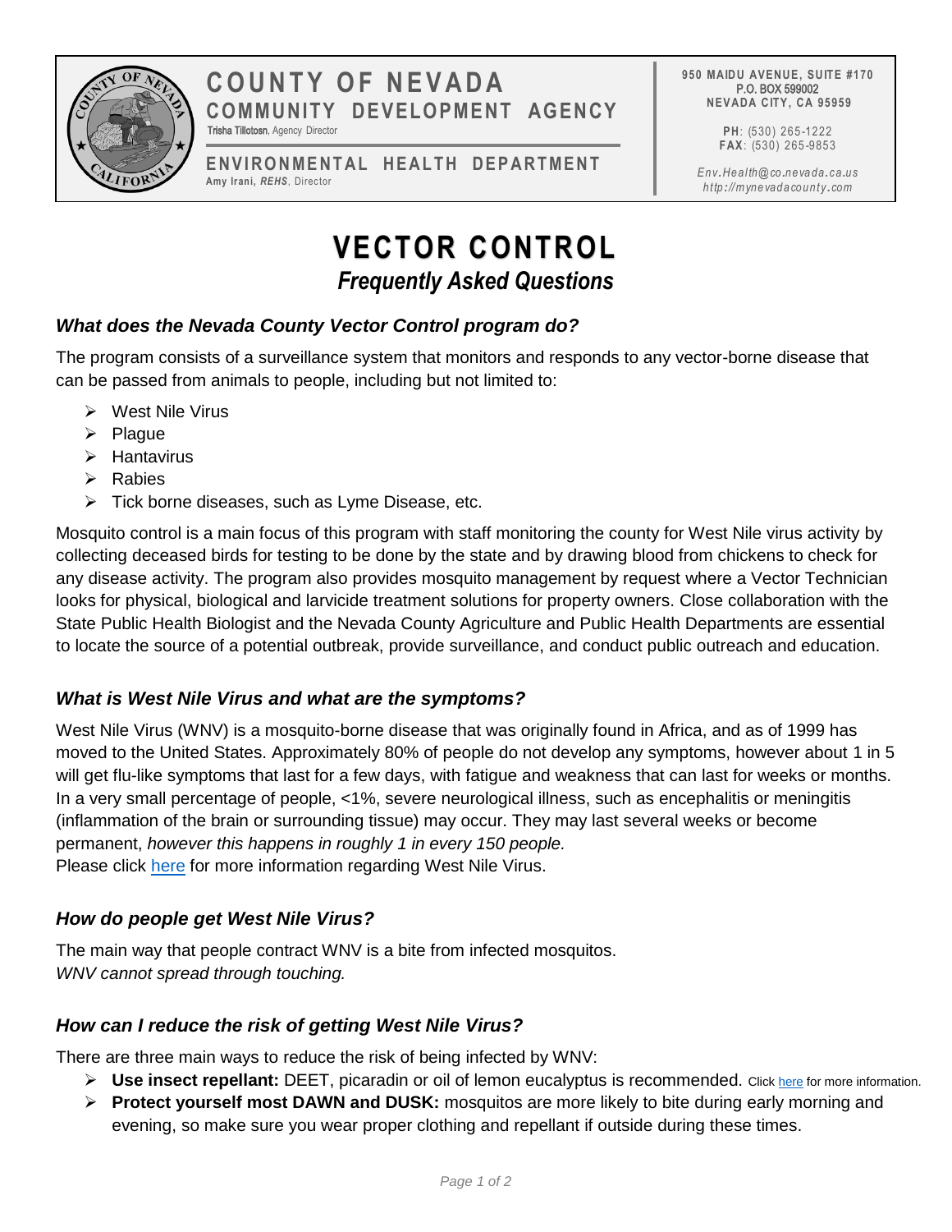**COUNTY OF NEVADA**
**COMMUNITY DEVELOPMENT AGENCY**
Trisha Tillotosn, Agency Director

**ENVIRONMENTAL HEALTH DEPARTMENT**
**Amy Irani,** ***REHS***, Director

950 MAIDU AVENUE, SUITE #170
P.O. BOX 599002
NEVADA CITY, CA 95959

**PH**: (530) 265-1222
**FAX**: (530) 265-9853

*Env.Health@co.nevada.ca.us*
*http://mynevadacounty.com*

# VECTOR CONTROL

## *Frequently Asked Questions*

### *What does the Nevada County Vector Control program do?*

The program consists of a surveillance system that monitors and responds to any vector-borne disease that can be passed from animals to people, including but not limited to:

- West Nile Virus
- Plague
- Hantavirus
- Rabies
- Tick borne diseases, such as Lyme Disease, etc.

Mosquito control is a main focus of this program with staff monitoring the county for West Nile virus activity by collecting deceased birds for testing to be done by the state and by drawing blood from chickens to check for any disease activity. The program also provides mosquito management by request where a Vector Technician looks for physical, biological and larvicide treatment solutions for property owners. Close collaboration with the State Public Health Biologist and the Nevada County Agriculture and Public Health Departments are essential to locate the source of a potential outbreak, provide surveillance, and conduct public outreach and education.

### *What is West Nile Virus and what are the symptoms?*

West Nile Virus (WNV) is a mosquito-borne disease that was originally found in Africa, and as of 1999 has moved to the United States. Approximately 80% of people do not develop any symptoms, however about 1 in 5 will get flu-like symptoms that last for a few days, with fatigue and weakness that can last for weeks or months. In a very small percentage of people, <1%, severe neurological illness, such as encephalitis or meningitis (inflammation of the brain or surrounding tissue) may occur. They may last several weeks or become permanent, *however this happens in roughly 1 in every 150 people.*
Please click here for more information regarding West Nile Virus.

### *How do people get West Nile Virus?*

The main way that people contract WNV is a bite from infected mosquitos.
*WNV cannot spread through touching.*

### *How can I reduce the risk of getting West Nile Virus?*

There are three main ways to reduce the risk of being infected by WNV:

- **Use insect repellant:** DEET, picaradin or oil of lemon eucalyptus is recommended. Click here for more information.
- **Protect yourself most DAWN and DUSK:** mosquitos are more likely to bite during early morning and evening, so make sure you wear proper clothing and repellant if outside during these times.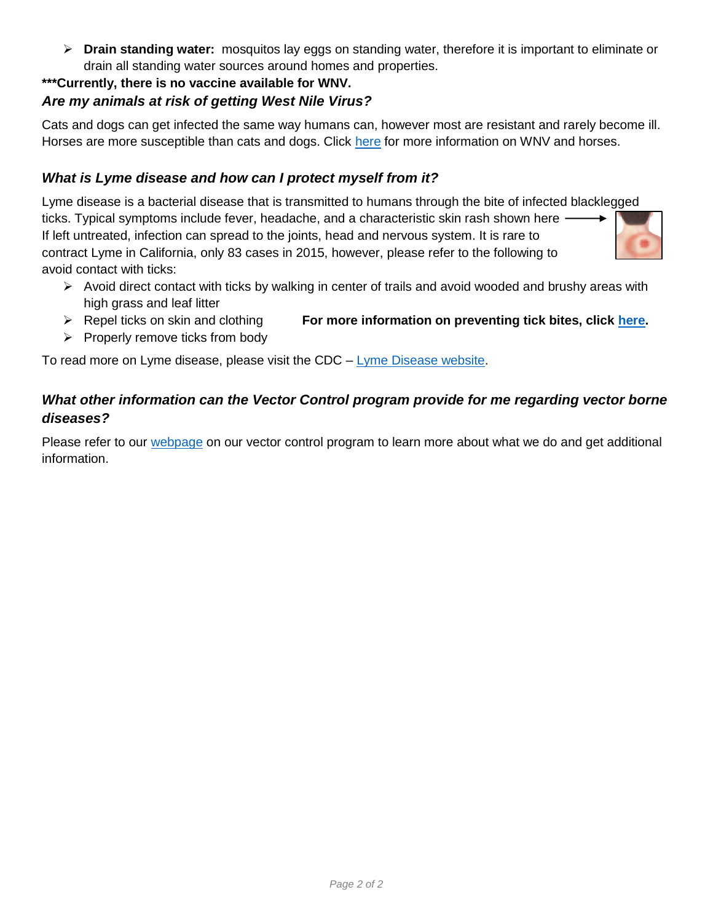- **Drain standing water:** mosquitos lay eggs on standing water, therefore it is important to eliminate or drain all standing water sources around homes and properties.

**\*\*\*Currently, there is no vaccine available for WNV.**

### *Are my animals at risk of getting West Nile Virus?*

Cats and dogs can get infected the same way humans can, however most are resistant and rarely become ill. Horses are more susceptible than cats and dogs. Click here for more information on WNV and horses.

### *What is Lyme disease and how can I protect myself from it?*

Lyme disease is a bacterial disease that is transmitted to humans through the bite of infected blacklegged ticks. Typical symptoms include fever, headache, and a characteristic skin rash shown here ⟶ If left untreated, infection can spread to the joints, head and nervous system. It is rare to contract Lyme in California, only 83 cases in 2015, however, please refer to the following to avoid contact with ticks:

- Avoid direct contact with ticks by walking in center of trails and avoid wooded and brushy areas with high grass and leaf litter
- Repel ticks on skin and clothing
- Properly remove ticks from body

**For more information on preventing tick bites, click here.**

To read more on Lyme disease, please visit the CDC – Lyme Disease website.

### *What other information can the Vector Control program provide for me regarding vector borne diseases?*

Please refer to our webpage on our vector control program to learn more about what we do and get additional information.